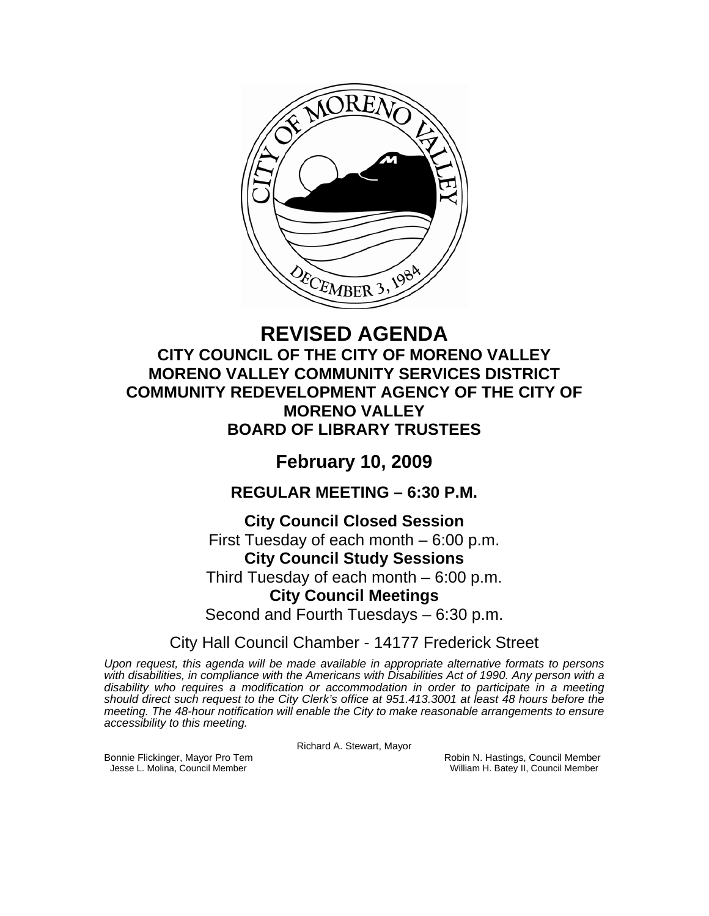# REVISED AGENDA

## CITY COUNCIL OF THE CITY OF MORENO VALLEY
## MORENO VALLEY COMMUNITY SERVICES DISTRICT
## COMMUNITY REDEVELOPMENT AGENCY OF THE CITY OF MORENO VALLEY
## BOARD OF LIBRARY TRUSTEES

## February 10, 2009

### REGULAR MEETING – 6:30 P.M.

**City Council Closed Session**
First Tuesday of each month – 6:00 p.m.
**City Council Study Sessions**
Third Tuesday of each month – 6:00 p.m.
**City Council Meetings**
Second and Fourth Tuesdays – 6:30 p.m.

City Hall Council Chamber - 14177 Frederick Street

*Upon request, this agenda will be made available in appropriate alternative formats to persons with disabilities, in compliance with the Americans with Disabilities Act of 1990. Any person with a disability who requires a modification or accommodation in order to participate in a meeting should direct such request to the City Clerk's office at 951.413.3001 at least 48 hours before the meeting. The 48-hour notification will enable the City to make reasonable arrangements to ensure accessibility to this meeting.*

Richard A. Stewart, Mayor

Bonnie Flickinger, Mayor Pro Tem
Jesse L. Molina, Council Member
Robin N. Hastings, Council Member
William H. Batey II, Council Member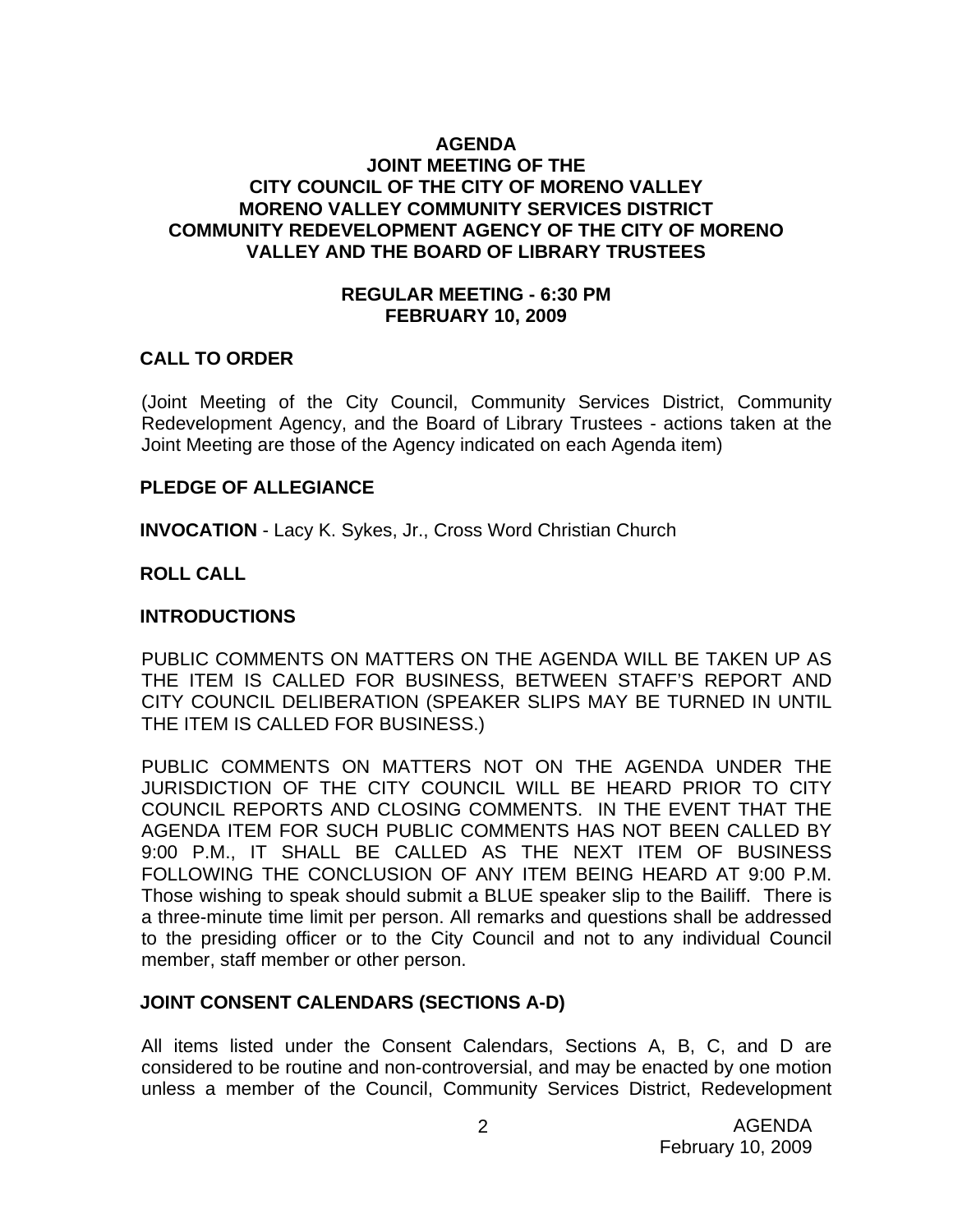**AGENDA**
**JOINT MEETING OF THE**
**CITY COUNCIL OF THE CITY OF MORENO VALLEY**
**MORENO VALLEY COMMUNITY SERVICES DISTRICT**
**COMMUNITY REDEVELOPMENT AGENCY OF THE CITY OF MORENO VALLEY AND THE BOARD OF LIBRARY TRUSTEES**

**REGULAR MEETING - 6:30 PM**
**FEBRUARY 10, 2009**

**CALL TO ORDER**

(Joint Meeting of the City Council, Community Services District, Community Redevelopment Agency, and the Board of Library Trustees - actions taken at the Joint Meeting are those of the Agency indicated on each Agenda item)

**PLEDGE OF ALLEGIANCE**

**INVOCATION** - Lacy K. Sykes, Jr., Cross Word Christian Church

**ROLL CALL**

**INTRODUCTIONS**

PUBLIC COMMENTS ON MATTERS ON THE AGENDA WILL BE TAKEN UP AS THE ITEM IS CALLED FOR BUSINESS, BETWEEN STAFF'S REPORT AND CITY COUNCIL DELIBERATION (SPEAKER SLIPS MAY BE TURNED IN UNTIL THE ITEM IS CALLED FOR BUSINESS.)

PUBLIC COMMENTS ON MATTERS NOT ON THE AGENDA UNDER THE JURISDICTION OF THE CITY COUNCIL WILL BE HEARD PRIOR TO CITY COUNCIL REPORTS AND CLOSING COMMENTS. IN THE EVENT THAT THE AGENDA ITEM FOR SUCH PUBLIC COMMENTS HAS NOT BEEN CALLED BY 9:00 P.M., IT SHALL BE CALLED AS THE NEXT ITEM OF BUSINESS FOLLOWING THE CONCLUSION OF ANY ITEM BEING HEARD AT 9:00 P.M. Those wishing to speak should submit a BLUE speaker slip to the Bailiff. There is a three-minute time limit per person. All remarks and questions shall be addressed to the presiding officer or to the City Council and not to any individual Council member, staff member or other person.

**JOINT CONSENT CALENDARS (SECTIONS A-D)**

All items listed under the Consent Calendars, Sections A, B, C, and D are considered to be routine and non-controversial, and may be enacted by one motion unless a member of the Council, Community Services District, Redevelopment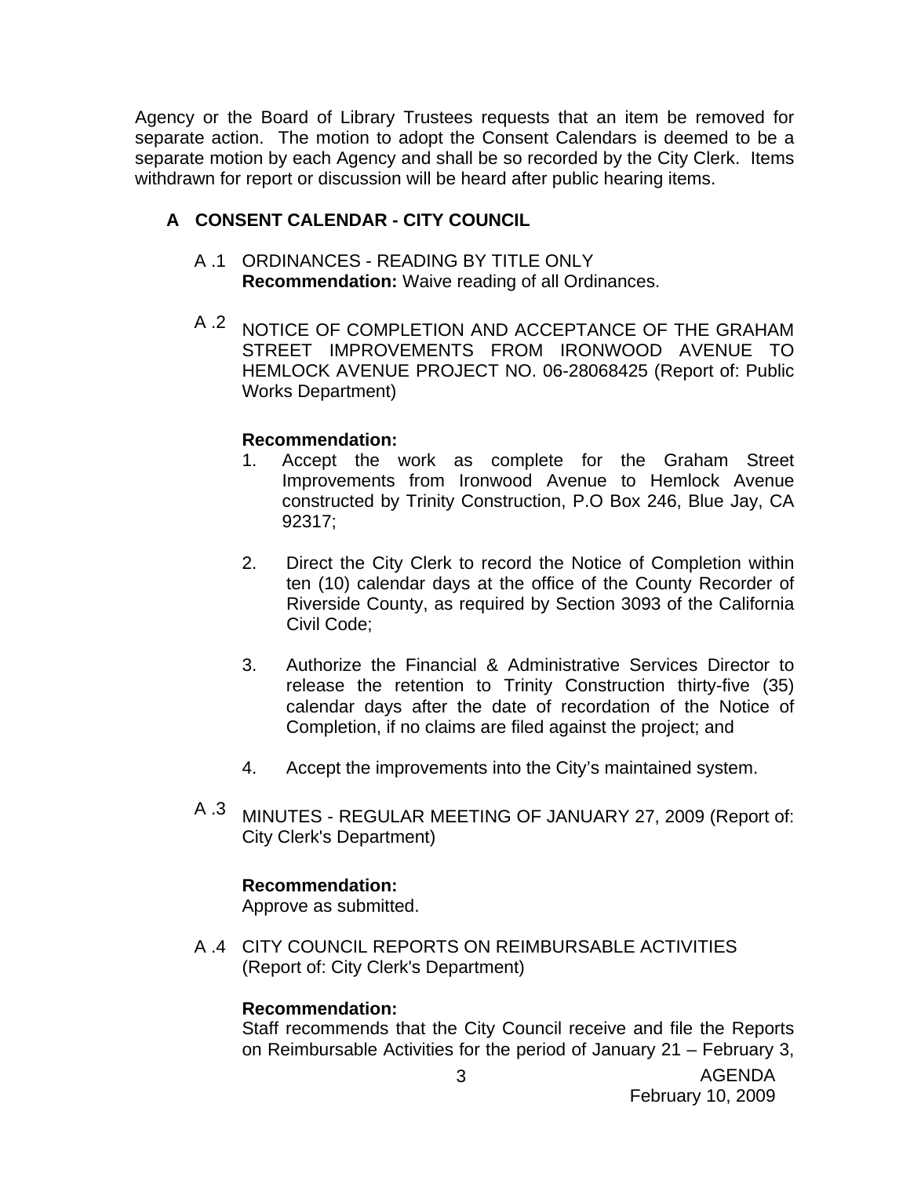Agency or the Board of Library Trustees requests that an item be removed for separate action. The motion to adopt the Consent Calendars is deemed to be a separate motion by each Agency and shall be so recorded by the City Clerk. Items withdrawn for report or discussion will be heard after public hearing items.

## A CONSENT CALENDAR - CITY COUNCIL

A .1 ORDINANCES - READING BY TITLE ONLY
**Recommendation:** Waive reading of all Ordinances.

A .2 NOTICE OF COMPLETION AND ACCEPTANCE OF THE GRAHAM STREET IMPROVEMENTS FROM IRONWOOD AVENUE TO HEMLOCK AVENUE PROJECT NO. 06-28068425 (Report of: Public Works Department)

**Recommendation:**

1. Accept the work as complete for the Graham Street Improvements from Ironwood Avenue to Hemlock Avenue constructed by Trinity Construction, P.O Box 246, Blue Jay, CA 92317;

2. Direct the City Clerk to record the Notice of Completion within ten (10) calendar days at the office of the County Recorder of Riverside County, as required by Section 3093 of the California Civil Code;

3. Authorize the Financial & Administrative Services Director to release the retention to Trinity Construction thirty-five (35) calendar days after the date of recordation of the Notice of Completion, if no claims are filed against the project; and

4. Accept the improvements into the City's maintained system.

A .3 MINUTES - REGULAR MEETING OF JANUARY 27, 2009 (Report of: City Clerk's Department)

**Recommendation:**
Approve as submitted.

A .4 CITY COUNCIL REPORTS ON REIMBURSABLE ACTIVITIES (Report of: City Clerk's Department)

**Recommendation:**
Staff recommends that the City Council receive and file the Reports on Reimbursable Activities for the period of January 21 – February 3,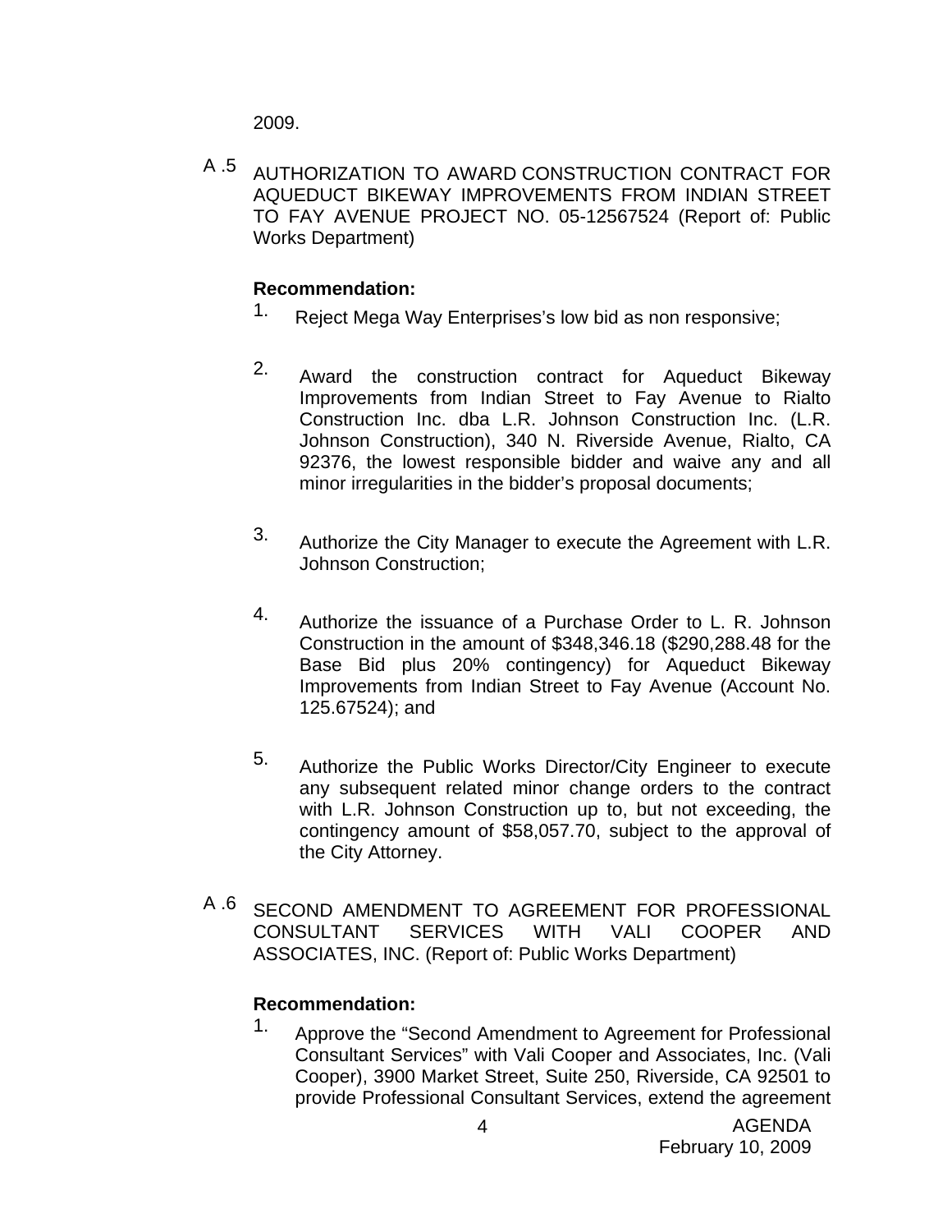2009.

A .5 AUTHORIZATION TO AWARD CONSTRUCTION CONTRACT FOR AQUEDUCT BIKEWAY IMPROVEMENTS FROM INDIAN STREET TO FAY AVENUE PROJECT NO. 05-12567524 (Report of: Public Works Department)

**Recommendation:**

1. Reject Mega Way Enterprises's low bid as non responsive;

2. Award the construction contract for Aqueduct Bikeway Improvements from Indian Street to Fay Avenue to Rialto Construction Inc. dba L.R. Johnson Construction Inc. (L.R. Johnson Construction), 340 N. Riverside Avenue, Rialto, CA 92376, the lowest responsible bidder and waive any and all minor irregularities in the bidder's proposal documents;

3. Authorize the City Manager to execute the Agreement with L.R. Johnson Construction;

4. Authorize the issuance of a Purchase Order to L. R. Johnson Construction in the amount of $348,346.18 ($290,288.48 for the Base Bid plus 20% contingency) for Aqueduct Bikeway Improvements from Indian Street to Fay Avenue (Account No. 125.67524); and

5. Authorize the Public Works Director/City Engineer to execute any subsequent related minor change orders to the contract with L.R. Johnson Construction up to, but not exceeding, the contingency amount of $58,057.70, subject to the approval of the City Attorney.

A .6 SECOND AMENDMENT TO AGREEMENT FOR PROFESSIONAL CONSULTANT SERVICES WITH VALI COOPER AND ASSOCIATES, INC. (Report of: Public Works Department)

**Recommendation:**

1. Approve the "Second Amendment to Agreement for Professional Consultant Services" with Vali Cooper and Associates, Inc. (Vali Cooper), 3900 Market Street, Suite 250, Riverside, CA 92501 to provide Professional Consultant Services, extend the agreement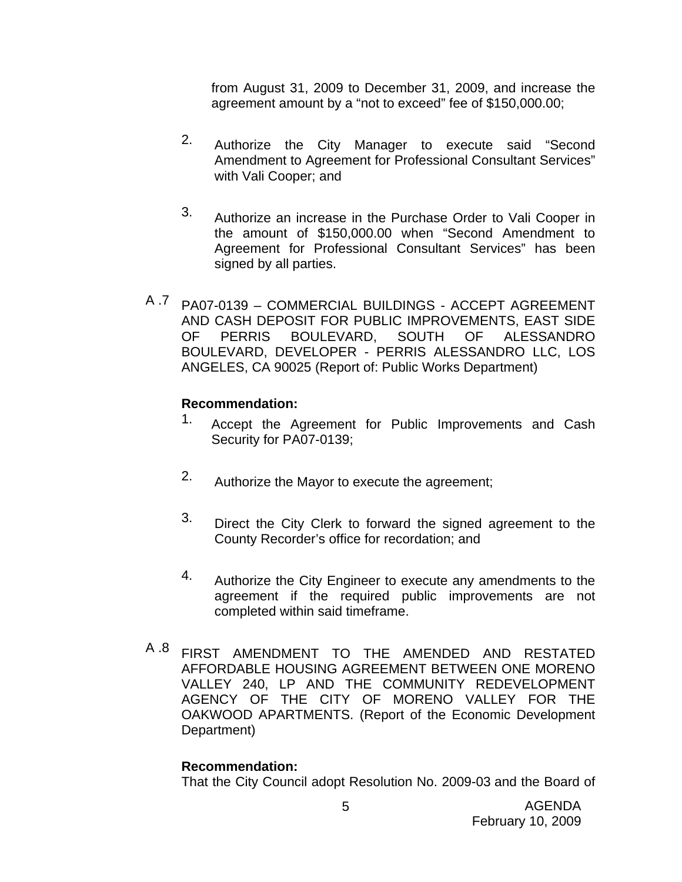from August 31, 2009 to December 31, 2009, and increase the agreement amount by a "not to exceed" fee of $150,000.00;

2. Authorize the City Manager to execute said "Second Amendment to Agreement for Professional Consultant Services" with Vali Cooper; and

3. Authorize an increase in the Purchase Order to Vali Cooper in the amount of $150,000.00 when "Second Amendment to Agreement for Professional Consultant Services" has been signed by all parties.

A .7 PA07-0139 – COMMERCIAL BUILDINGS - ACCEPT AGREEMENT AND CASH DEPOSIT FOR PUBLIC IMPROVEMENTS, EAST SIDE OF PERRIS BOULEVARD, SOUTH OF ALESSANDRO BOULEVARD, DEVELOPER - PERRIS ALESSANDRO LLC, LOS ANGELES, CA 90025 (Report of: Public Works Department)

**Recommendation:**

1. Accept the Agreement for Public Improvements and Cash Security for PA07-0139;

2. Authorize the Mayor to execute the agreement;

3. Direct the City Clerk to forward the signed agreement to the County Recorder's office for recordation; and

4. Authorize the City Engineer to execute any amendments to the agreement if the required public improvements are not completed within said timeframe.

A .8 FIRST AMENDMENT TO THE AMENDED AND RESTATED AFFORDABLE HOUSING AGREEMENT BETWEEN ONE MORENO VALLEY 240, LP AND THE COMMUNITY REDEVELOPMENT AGENCY OF THE CITY OF MORENO VALLEY FOR THE OAKWOOD APARTMENTS. (Report of the Economic Development Department)

**Recommendation:**

That the City Council adopt Resolution No. 2009-03 and the Board of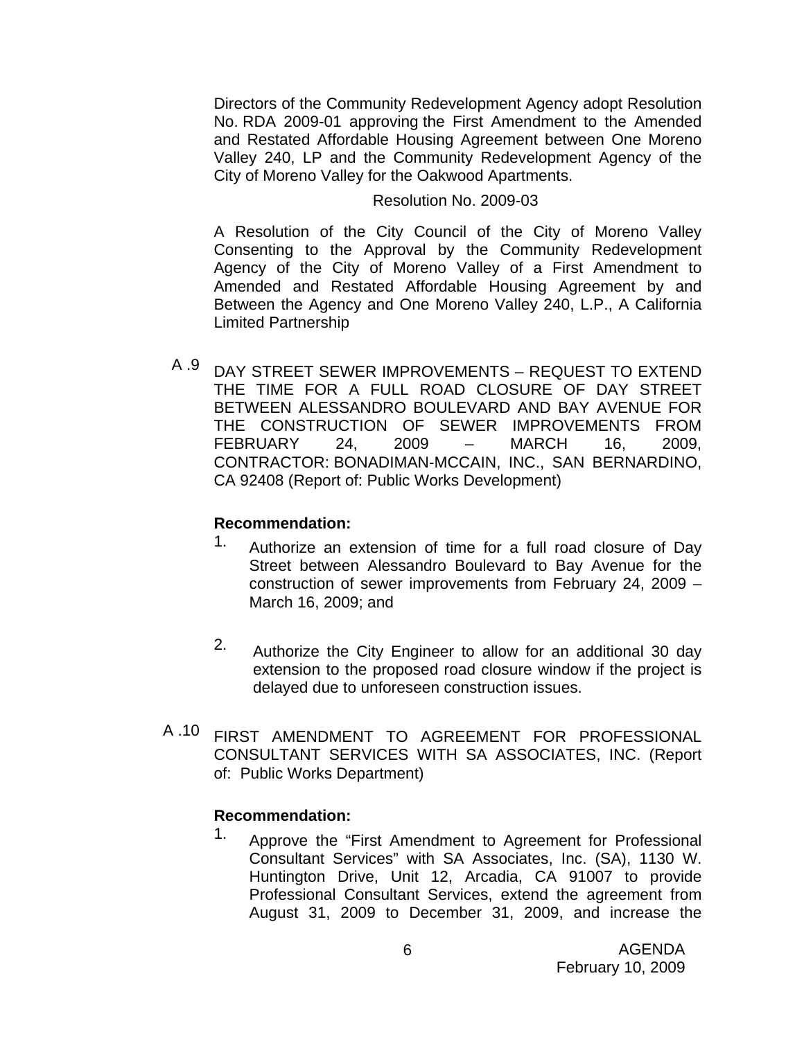Directors of the Community Redevelopment Agency adopt Resolution No. RDA 2009-01 approving the First Amendment to the Amended and Restated Affordable Housing Agreement between One Moreno Valley 240, LP and the Community Redevelopment Agency of the City of Moreno Valley for the Oakwood Apartments.

Resolution No. 2009-03

A Resolution of the City Council of the City of Moreno Valley Consenting to the Approval by the Community Redevelopment Agency of the City of Moreno Valley of a First Amendment to Amended and Restated Affordable Housing Agreement by and Between the Agency and One Moreno Valley 240, L.P., A California Limited Partnership

A .9 DAY STREET SEWER IMPROVEMENTS – REQUEST TO EXTEND THE TIME FOR A FULL ROAD CLOSURE OF DAY STREET BETWEEN ALESSANDRO BOULEVARD AND BAY AVENUE FOR THE CONSTRUCTION OF SEWER IMPROVEMENTS FROM FEBRUARY 24, 2009 – MARCH 16, 2009, CONTRACTOR: BONADIMAN-MCCAIN, INC., SAN BERNARDINO, CA 92408 (Report of: Public Works Development)

**Recommendation:**

1. Authorize an extension of time for a full road closure of Day Street between Alessandro Boulevard to Bay Avenue for the construction of sewer improvements from February 24, 2009 – March 16, 2009; and

2. Authorize the City Engineer to allow for an additional 30 day extension to the proposed road closure window if the project is delayed due to unforeseen construction issues.

A .10 FIRST AMENDMENT TO AGREEMENT FOR PROFESSIONAL CONSULTANT SERVICES WITH SA ASSOCIATES, INC. (Report of: Public Works Department)

**Recommendation:**

1. Approve the "First Amendment to Agreement for Professional Consultant Services" with SA Associates, Inc. (SA), 1130 W. Huntington Drive, Unit 12, Arcadia, CA 91007 to provide Professional Consultant Services, extend the agreement from August 31, 2009 to December 31, 2009, and increase the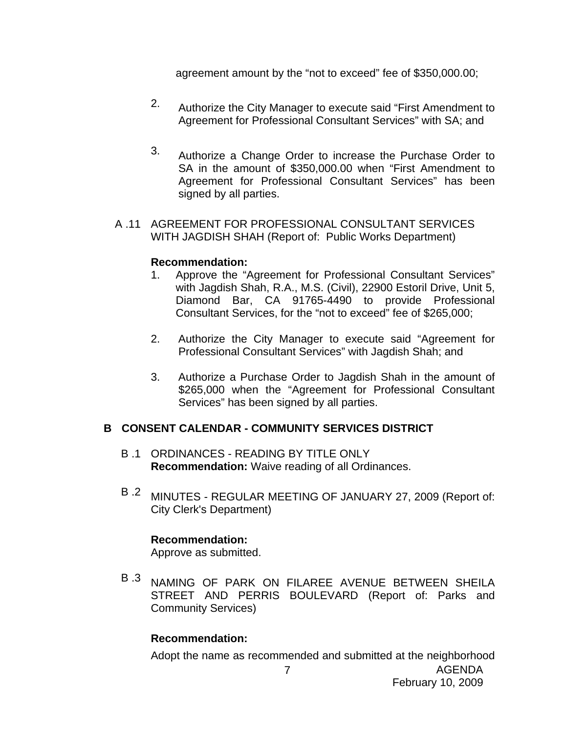agreement amount by the “not to exceed” fee of $350,000.00;

2. Authorize the City Manager to execute said “First Amendment to Agreement for Professional Consultant Services” with SA; and

3. Authorize a Change Order to increase the Purchase Order to SA in the amount of $350,000.00 when “First Amendment to Agreement for Professional Consultant Services” has been signed by all parties.

A .11 AGREEMENT FOR PROFESSIONAL CONSULTANT SERVICES WITH JAGDISH SHAH (Report of: Public Works Department)

**Recommendation:**

1. Approve the “Agreement for Professional Consultant Services” with Jagdish Shah, R.A., M.S. (Civil), 22900 Estoril Drive, Unit 5, Diamond Bar, CA 91765-4490 to provide Professional Consultant Services, for the “not to exceed” fee of $265,000;

2. Authorize the City Manager to execute said “Agreement for Professional Consultant Services” with Jagdish Shah; and

3. Authorize a Purchase Order to Jagdish Shah in the amount of $265,000 when the “Agreement for Professional Consultant Services” has been signed by all parties.

## B CONSENT CALENDAR - COMMUNITY SERVICES DISTRICT

B .1 ORDINANCES - READING BY TITLE ONLY
**Recommendation:** Waive reading of all Ordinances.

B .2 MINUTES - REGULAR MEETING OF JANUARY 27, 2009 (Report of: City Clerk's Department)

**Recommendation:**
Approve as submitted.

B .3 NAMING OF PARK ON FILAREE AVENUE BETWEEN SHEILA STREET AND PERRIS BOULEVARD (Report of: Parks and Community Services)

**Recommendation:**

Adopt the name as recommended and submitted at the neighborhood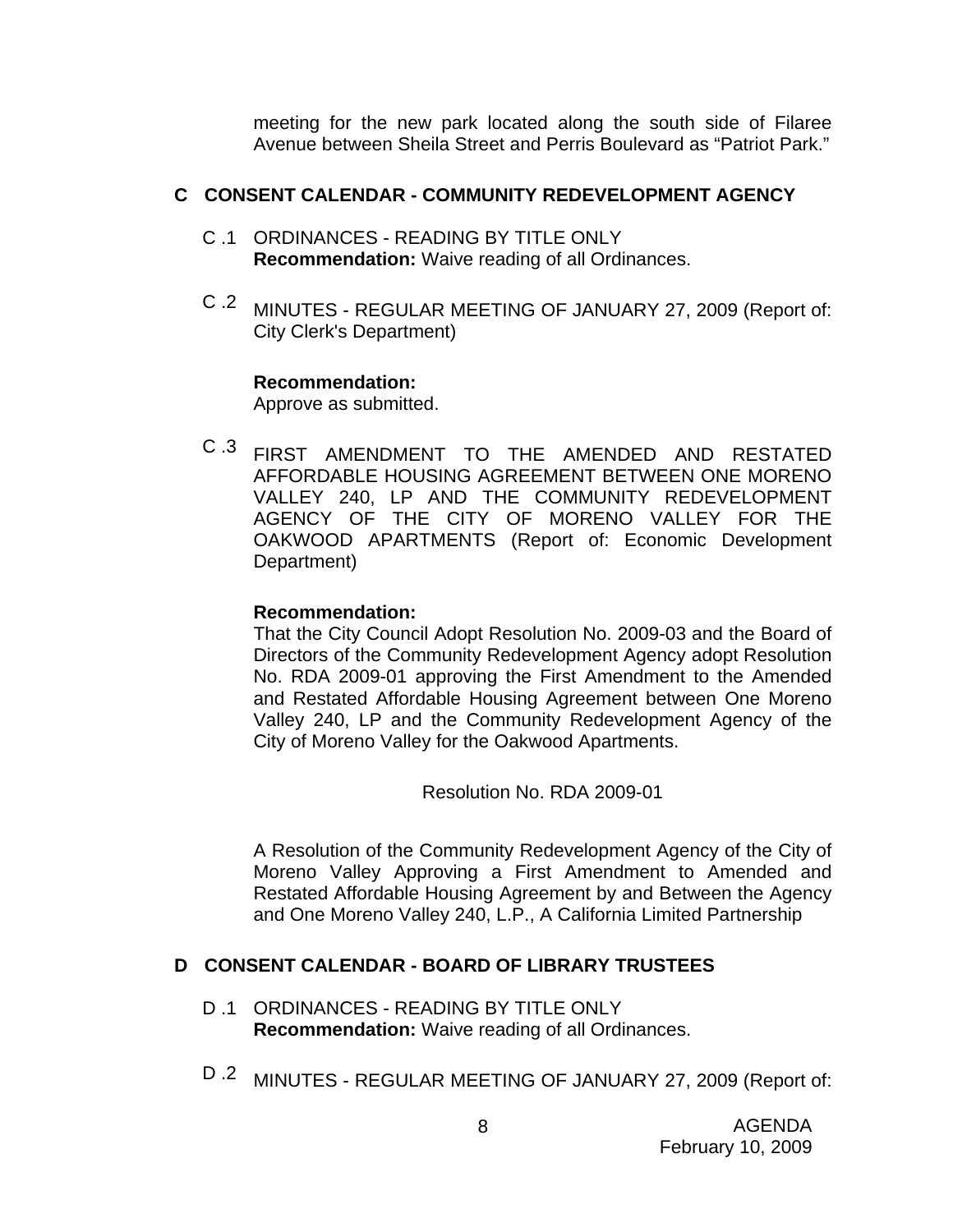meeting for the new park located along the south side of Filaree Avenue between Sheila Street and Perris Boulevard as "Patriot Park."

## C CONSENT CALENDAR - COMMUNITY REDEVELOPMENT AGENCY

C .1 ORDINANCES - READING BY TITLE ONLY
**Recommendation:** Waive reading of all Ordinances.

C .2 MINUTES - REGULAR MEETING OF JANUARY 27, 2009 (Report of: City Clerk's Department)

**Recommendation:**
Approve as submitted.

C .3 FIRST AMENDMENT TO THE AMENDED AND RESTATED AFFORDABLE HOUSING AGREEMENT BETWEEN ONE MORENO VALLEY 240, LP AND THE COMMUNITY REDEVELOPMENT AGENCY OF THE CITY OF MORENO VALLEY FOR THE OAKWOOD APARTMENTS (Report of: Economic Development Department)

**Recommendation:**
That the City Council Adopt Resolution No. 2009-03 and the Board of Directors of the Community Redevelopment Agency adopt Resolution No. RDA 2009-01 approving the First Amendment to the Amended and Restated Affordable Housing Agreement between One Moreno Valley 240, LP and the Community Redevelopment Agency of the City of Moreno Valley for the Oakwood Apartments.

Resolution No. RDA 2009-01

A Resolution of the Community Redevelopment Agency of the City of Moreno Valley Approving a First Amendment to Amended and Restated Affordable Housing Agreement by and Between the Agency and One Moreno Valley 240, L.P., A California Limited Partnership

## D CONSENT CALENDAR - BOARD OF LIBRARY TRUSTEES

D .1 ORDINANCES - READING BY TITLE ONLY
**Recommendation:** Waive reading of all Ordinances.

D .2 MINUTES - REGULAR MEETING OF JANUARY 27, 2009 (Report of: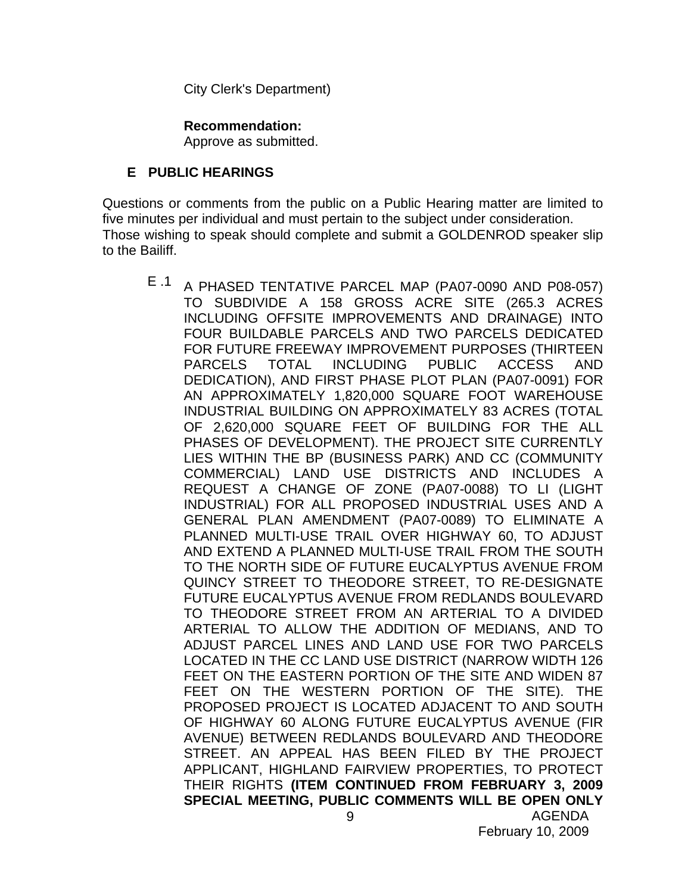City Clerk's Department)

**Recommendation:**
Approve as submitted.

## E PUBLIC HEARINGS

Questions or comments from the public on a Public Hearing matter are limited to five minutes per individual and must pertain to the subject under consideration.
Those wishing to speak should complete and submit a GOLDENROD speaker slip to the Bailiff.

E .1 A PHASED TENTATIVE PARCEL MAP (PA07-0090 AND P08-057) TO SUBDIVIDE A 158 GROSS ACRE SITE (265.3 ACRES INCLUDING OFFSITE IMPROVEMENTS AND DRAINAGE) INTO FOUR BUILDABLE PARCELS AND TWO PARCELS DEDICATED FOR FUTURE FREEWAY IMPROVEMENT PURPOSES (THIRTEEN PARCELS TOTAL INCLUDING PUBLIC ACCESS AND DEDICATION), AND FIRST PHASE PLOT PLAN (PA07-0091) FOR AN APPROXIMATELY 1,820,000 SQUARE FOOT WAREHOUSE INDUSTRIAL BUILDING ON APPROXIMATELY 83 ACRES (TOTAL OF 2,620,000 SQUARE FEET OF BUILDING FOR THE ALL PHASES OF DEVELOPMENT). THE PROJECT SITE CURRENTLY LIES WITHIN THE BP (BUSINESS PARK) AND CC (COMMUNITY COMMERCIAL) LAND USE DISTRICTS AND INCLUDES A REQUEST A CHANGE OF ZONE (PA07-0088) TO LI (LIGHT INDUSTRIAL) FOR ALL PROPOSED INDUSTRIAL USES AND A GENERAL PLAN AMENDMENT (PA07-0089) TO ELIMINATE A PLANNED MULTI-USE TRAIL OVER HIGHWAY 60, TO ADJUST AND EXTEND A PLANNED MULTI-USE TRAIL FROM THE SOUTH TO THE NORTH SIDE OF FUTURE EUCALYPTUS AVENUE FROM QUINCY STREET TO THEODORE STREET, TO RE-DESIGNATE FUTURE EUCALYPTUS AVENUE FROM REDLANDS BOULEVARD TO THEODORE STREET FROM AN ARTERIAL TO A DIVIDED ARTERIAL TO ALLOW THE ADDITION OF MEDIANS, AND TO ADJUST PARCEL LINES AND LAND USE FOR TWO PARCELS LOCATED IN THE CC LAND USE DISTRICT (NARROW WIDTH 126 FEET ON THE EASTERN PORTION OF THE SITE AND WIDEN 87 FEET ON THE WESTERN PORTION OF THE SITE). THE PROPOSED PROJECT IS LOCATED ADJACENT TO AND SOUTH OF HIGHWAY 60 ALONG FUTURE EUCALYPTUS AVENUE (FIR AVENUE) BETWEEN REDLANDS BOULEVARD AND THEODORE STREET. AN APPEAL HAS BEEN FILED BY THE PROJECT APPLICANT, HIGHLAND FAIRVIEW PROPERTIES, TO PROTECT THEIR RIGHTS **(ITEM CONTINUED FROM FEBRUARY 3, 2009 SPECIAL MEETING, PUBLIC COMMENTS WILL BE OPEN ONLY**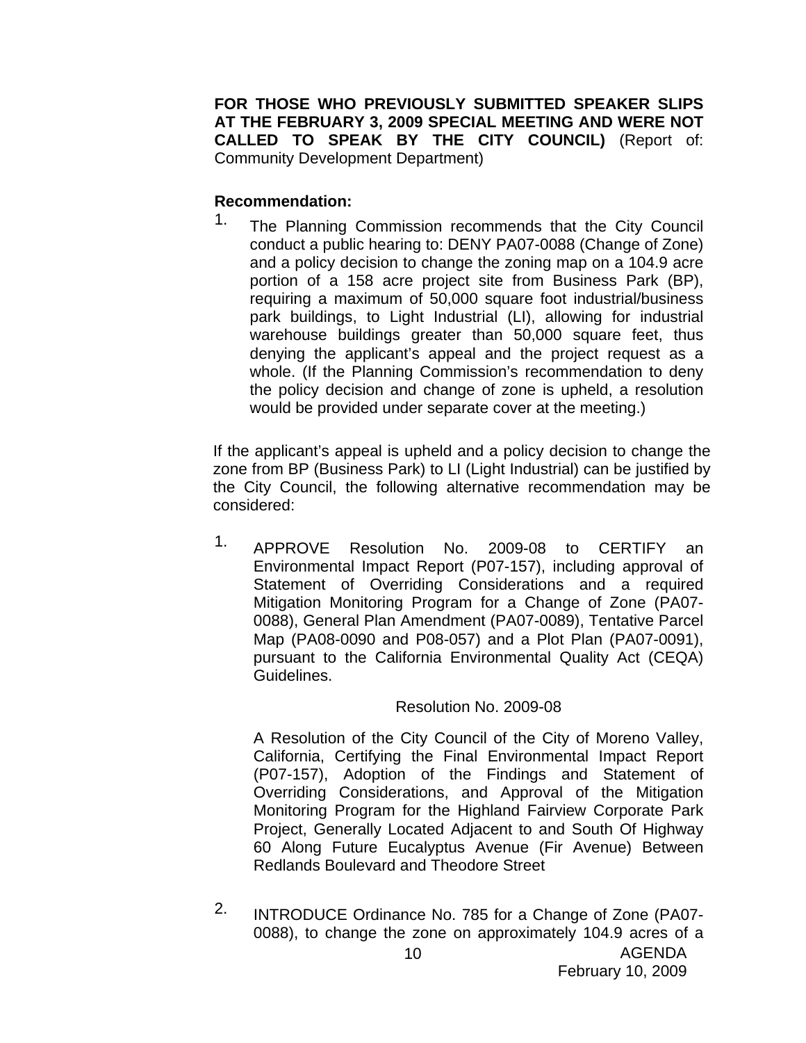**FOR THOSE WHO PREVIOUSLY SUBMITTED SPEAKER SLIPS AT THE FEBRUARY 3, 2009 SPECIAL MEETING AND WERE NOT CALLED TO SPEAK BY THE CITY COUNCIL)** (Report of: Community Development Department)

**Recommendation:**

1. The Planning Commission recommends that the City Council conduct a public hearing to: DENY PA07-0088 (Change of Zone) and a policy decision to change the zoning map on a 104.9 acre portion of a 158 acre project site from Business Park (BP), requiring a maximum of 50,000 square foot industrial/business park buildings, to Light Industrial (LI), allowing for industrial warehouse buildings greater than 50,000 square feet, thus denying the applicant's appeal and the project request as a whole. (If the Planning Commission's recommendation to deny the policy decision and change of zone is upheld, a resolution would be provided under separate cover at the meeting.)

If the applicant's appeal is upheld and a policy decision to change the zone from BP (Business Park) to LI (Light Industrial) can be justified by the City Council, the following alternative recommendation may be considered:

1. APPROVE Resolution No. 2009-08 to CERTIFY an Environmental Impact Report (P07-157), including approval of Statement of Overriding Considerations and a required Mitigation Monitoring Program for a Change of Zone (PA07-0088), General Plan Amendment (PA07-0089), Tentative Parcel Map (PA08-0090 and P08-057) and a Plot Plan (PA07-0091), pursuant to the California Environmental Quality Act (CEQA) Guidelines.

   Resolution No. 2009-08

   A Resolution of the City Council of the City of Moreno Valley, California, Certifying the Final Environmental Impact Report (P07-157), Adoption of the Findings and Statement of Overriding Considerations, and Approval of the Mitigation Monitoring Program for the Highland Fairview Corporate Park Project, Generally Located Adjacent to and South Of Highway 60 Along Future Eucalyptus Avenue (Fir Avenue) Between Redlands Boulevard and Theodore Street

2. INTRODUCE Ordinance No. 785 for a Change of Zone (PA07-0088), to change the zone on approximately 104.9 acres of a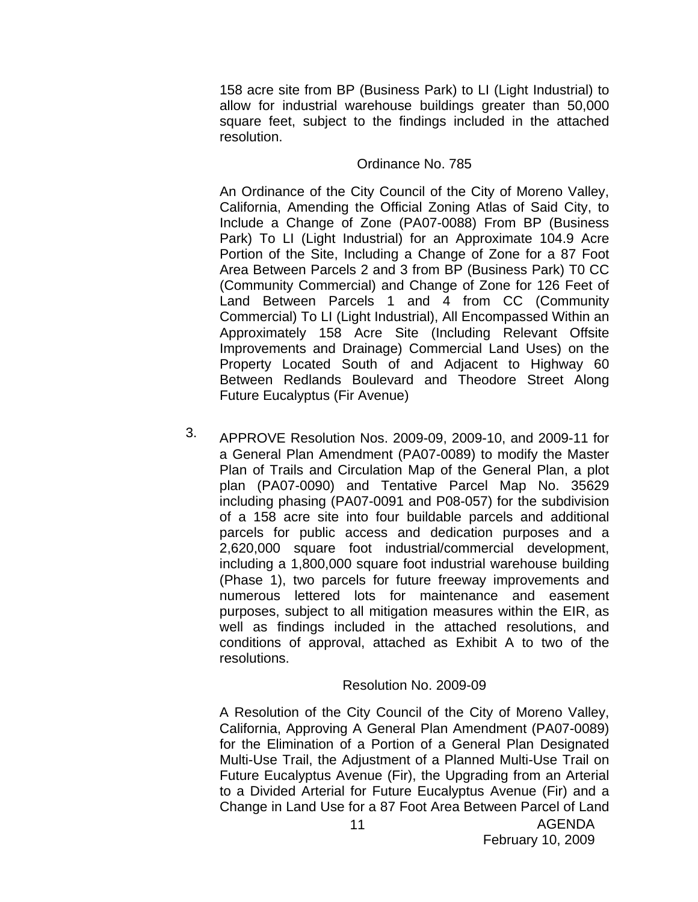158 acre site from BP (Business Park) to LI (Light Industrial) to allow for industrial warehouse buildings greater than 50,000 square feet, subject to the findings included in the attached resolution.

Ordinance No. 785

An Ordinance of the City Council of the City of Moreno Valley, California, Amending the Official Zoning Atlas of Said City, to Include a Change of Zone (PA07-0088) From BP (Business Park) To LI (Light Industrial) for an Approximate 104.9 Acre Portion of the Site, Including a Change of Zone for a 87 Foot Area Between Parcels 2 and 3 from BP (Business Park) T0 CC (Community Commercial) and Change of Zone for 126 Feet of Land Between Parcels 1 and 4 from CC (Community Commercial) To LI (Light Industrial), All Encompassed Within an Approximately 158 Acre Site (Including Relevant Offsite Improvements and Drainage) Commercial Land Uses) on the Property Located South of and Adjacent to Highway 60 Between Redlands Boulevard and Theodore Street Along Future Eucalyptus (Fir Avenue)

3. APPROVE Resolution Nos. 2009-09, 2009-10, and 2009-11 for a General Plan Amendment (PA07-0089) to modify the Master Plan of Trails and Circulation Map of the General Plan, a plot plan (PA07-0090) and Tentative Parcel Map No. 35629 including phasing (PA07-0091 and P08-057) for the subdivision of a 158 acre site into four buildable parcels and additional parcels for public access and dedication purposes and a 2,620,000 square foot industrial/commercial development, including a 1,800,000 square foot industrial warehouse building (Phase 1), two parcels for future freeway improvements and numerous lettered lots for maintenance and easement purposes, subject to all mitigation measures within the EIR, as well as findings included in the attached resolutions, and conditions of approval, attached as Exhibit A to two of the resolutions.

Resolution No. 2009-09

A Resolution of the City Council of the City of Moreno Valley, California, Approving A General Plan Amendment (PA07-0089) for the Elimination of a Portion of a General Plan Designated Multi-Use Trail, the Adjustment of a Planned Multi-Use Trail on Future Eucalyptus Avenue (Fir), the Upgrading from an Arterial to a Divided Arterial for Future Eucalyptus Avenue (Fir) and a Change in Land Use for a 87 Foot Area Between Parcel of Land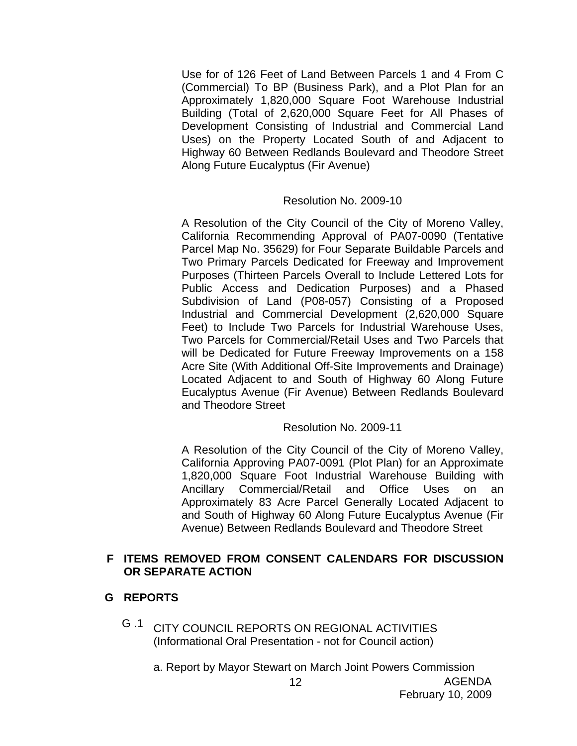Use for of 126 Feet of Land Between Parcels 1 and 4 From C (Commercial) To BP (Business Park), and a Plot Plan for an Approximately 1,820,000 Square Foot Warehouse Industrial Building (Total of 2,620,000 Square Feet for All Phases of Development Consisting of Industrial and Commercial Land Uses) on the Property Located South of and Adjacent to Highway 60 Between Redlands Boulevard and Theodore Street Along Future Eucalyptus (Fir Avenue)

Resolution No. 2009-10

A Resolution of the City Council of the City of Moreno Valley, California Recommending Approval of PA07-0090 (Tentative Parcel Map No. 35629) for Four Separate Buildable Parcels and Two Primary Parcels Dedicated for Freeway and Improvement Purposes (Thirteen Parcels Overall to Include Lettered Lots for Public Access and Dedication Purposes) and a Phased Subdivision of Land (P08-057) Consisting of a Proposed Industrial and Commercial Development (2,620,000 Square Feet) to Include Two Parcels for Industrial Warehouse Uses, Two Parcels for Commercial/Retail Uses and Two Parcels that will be Dedicated for Future Freeway Improvements on a 158 Acre Site (With Additional Off-Site Improvements and Drainage) Located Adjacent to and South of Highway 60 Along Future Eucalyptus Avenue (Fir Avenue) Between Redlands Boulevard and Theodore Street

Resolution No. 2009-11

A Resolution of the City Council of the City of Moreno Valley, California Approving PA07-0091 (Plot Plan) for an Approximate 1,820,000 Square Foot Industrial Warehouse Building with Ancillary Commercial/Retail and Office Uses on an Approximately 83 Acre Parcel Generally Located Adjacent to and South of Highway 60 Along Future Eucalyptus Avenue (Fir Avenue) Between Redlands Boulevard and Theodore Street

## F ITEMS REMOVED FROM CONSENT CALENDARS FOR DISCUSSION OR SEPARATE ACTION

## G REPORTS

G .1 CITY COUNCIL REPORTS ON REGIONAL ACTIVITIES (Informational Oral Presentation - not for Council action)

a. Report by Mayor Stewart on March Joint Powers Commission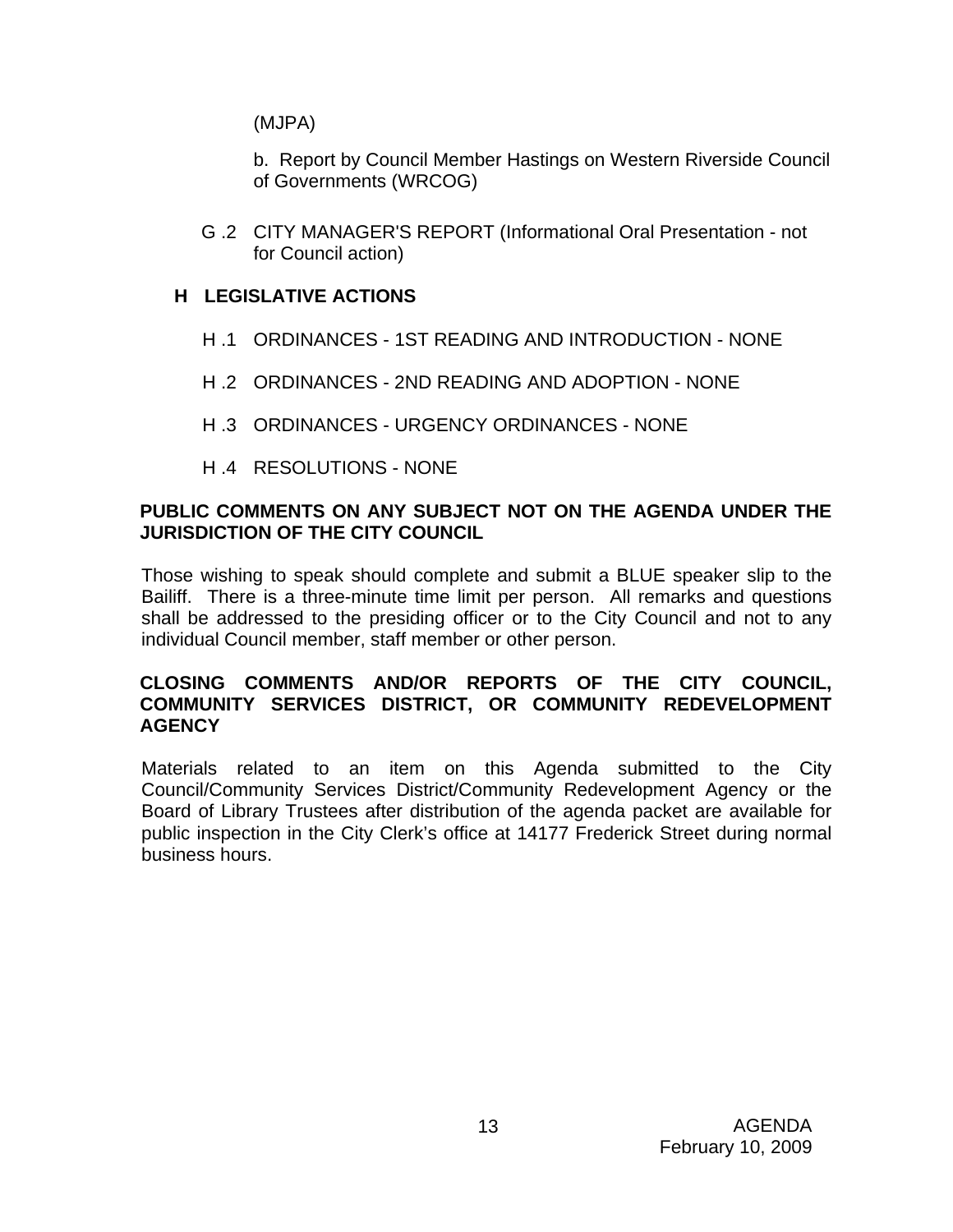(MJPA)

b. Report by Council Member Hastings on Western Riverside Council of Governments (WRCOG)

G .2 CITY MANAGER'S REPORT (Informational Oral Presentation - not for Council action)

## H LEGISLATIVE ACTIONS

H .1 ORDINANCES - 1ST READING AND INTRODUCTION - NONE

H .2 ORDINANCES - 2ND READING AND ADOPTION - NONE

H .3 ORDINANCES - URGENCY ORDINANCES - NONE

H .4 RESOLUTIONS - NONE

**PUBLIC COMMENTS ON ANY SUBJECT NOT ON THE AGENDA UNDER THE JURISDICTION OF THE CITY COUNCIL**

Those wishing to speak should complete and submit a BLUE speaker slip to the Bailiff. There is a three-minute time limit per person. All remarks and questions shall be addressed to the presiding officer or to the City Council and not to any individual Council member, staff member or other person.

**CLOSING COMMENTS AND/OR REPORTS OF THE CITY COUNCIL, COMMUNITY SERVICES DISTRICT, OR COMMUNITY REDEVELOPMENT AGENCY**

Materials related to an item on this Agenda submitted to the City Council/Community Services District/Community Redevelopment Agency or the Board of Library Trustees after distribution of the agenda packet are available for public inspection in the City Clerk's office at 14177 Frederick Street during normal business hours.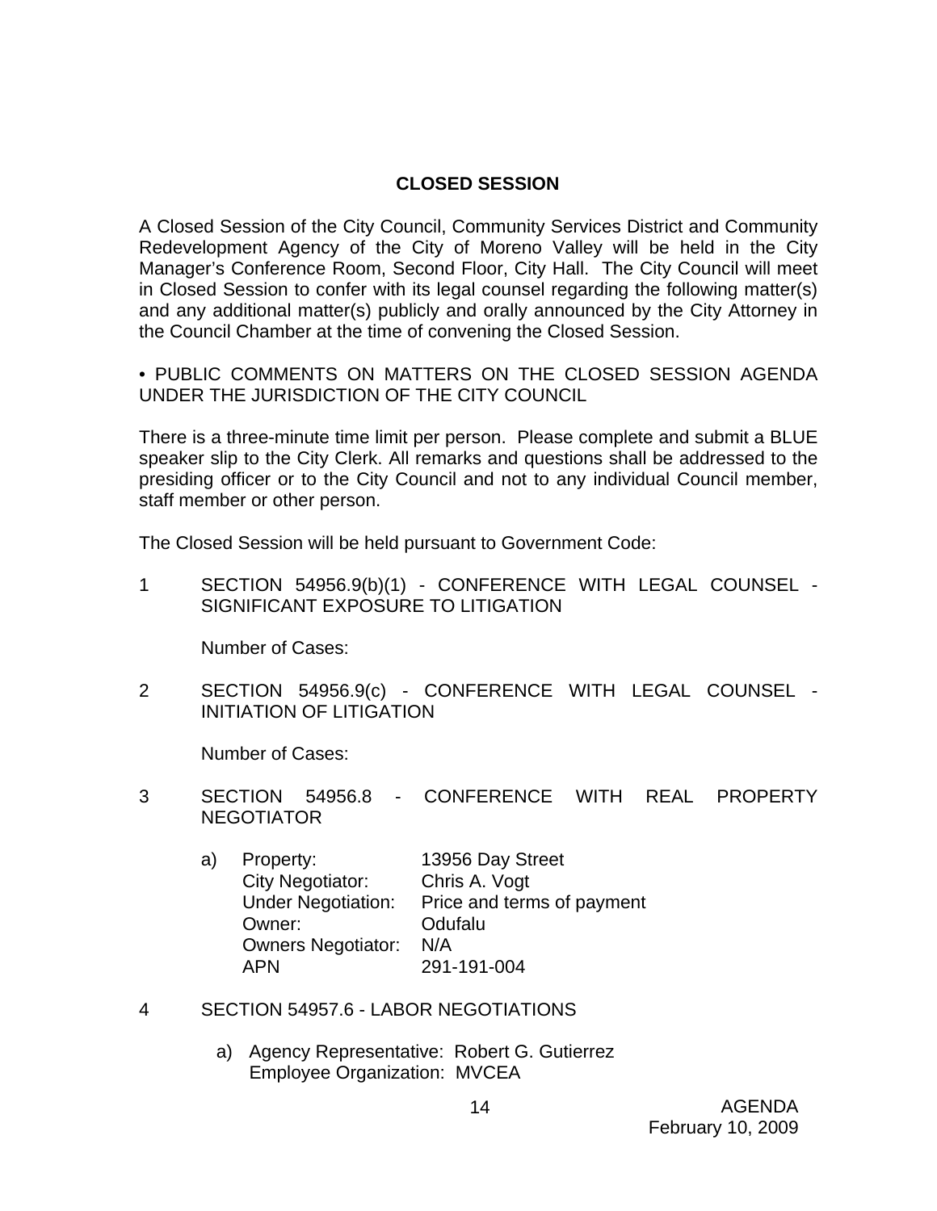## CLOSED SESSION

A Closed Session of the City Council, Community Services District and Community Redevelopment Agency of the City of Moreno Valley will be held in the City Manager's Conference Room, Second Floor, City Hall. The City Council will meet in Closed Session to confer with its legal counsel regarding the following matter(s) and any additional matter(s) publicly and orally announced by the City Attorney in the Council Chamber at the time of convening the Closed Session.

• PUBLIC COMMENTS ON MATTERS ON THE CLOSED SESSION AGENDA UNDER THE JURISDICTION OF THE CITY COUNCIL

There is a three-minute time limit per person. Please complete and submit a BLUE speaker slip to the City Clerk. All remarks and questions shall be addressed to the presiding officer or to the City Council and not to any individual Council member, staff member or other person.

The Closed Session will be held pursuant to Government Code:

1 SECTION 54956.9(b)(1) - CONFERENCE WITH LEGAL COUNSEL - SIGNIFICANT EXPOSURE TO LITIGATION

   Number of Cases:

2 SECTION 54956.9(c) - CONFERENCE WITH LEGAL COUNSEL - INITIATION OF LITIGATION

   Number of Cases:

3 SECTION 54956.8 - CONFERENCE WITH REAL PROPERTY NEGOTIATOR

   a) Property: 13956 Day Street
      City Negotiator: Chris A. Vogt
      Under Negotiation: Price and terms of payment
      Owner: Odufalu
      Owners Negotiator: N/A
      APN 291-191-004

4 SECTION 54957.6 - LABOR NEGOTIATIONS

   a) Agency Representative: Robert G. Gutierrez
      Employee Organization: MVCEA

AGENDA
February 10, 2009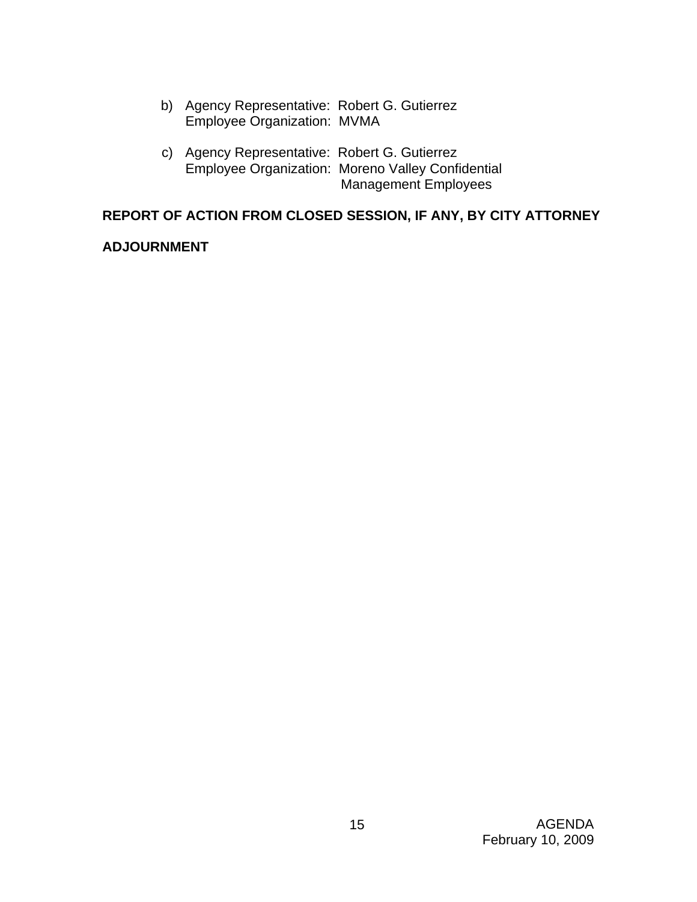b) Agency Representative: Robert G. Gutierrez
   Employee Organization: MVMA

c) Agency Representative: Robert G. Gutierrez
   Employee Organization: Moreno Valley Confidential Management Employees

**REPORT OF ACTION FROM CLOSED SESSION, IF ANY, BY CITY ATTORNEY**

**ADJOURNMENT**